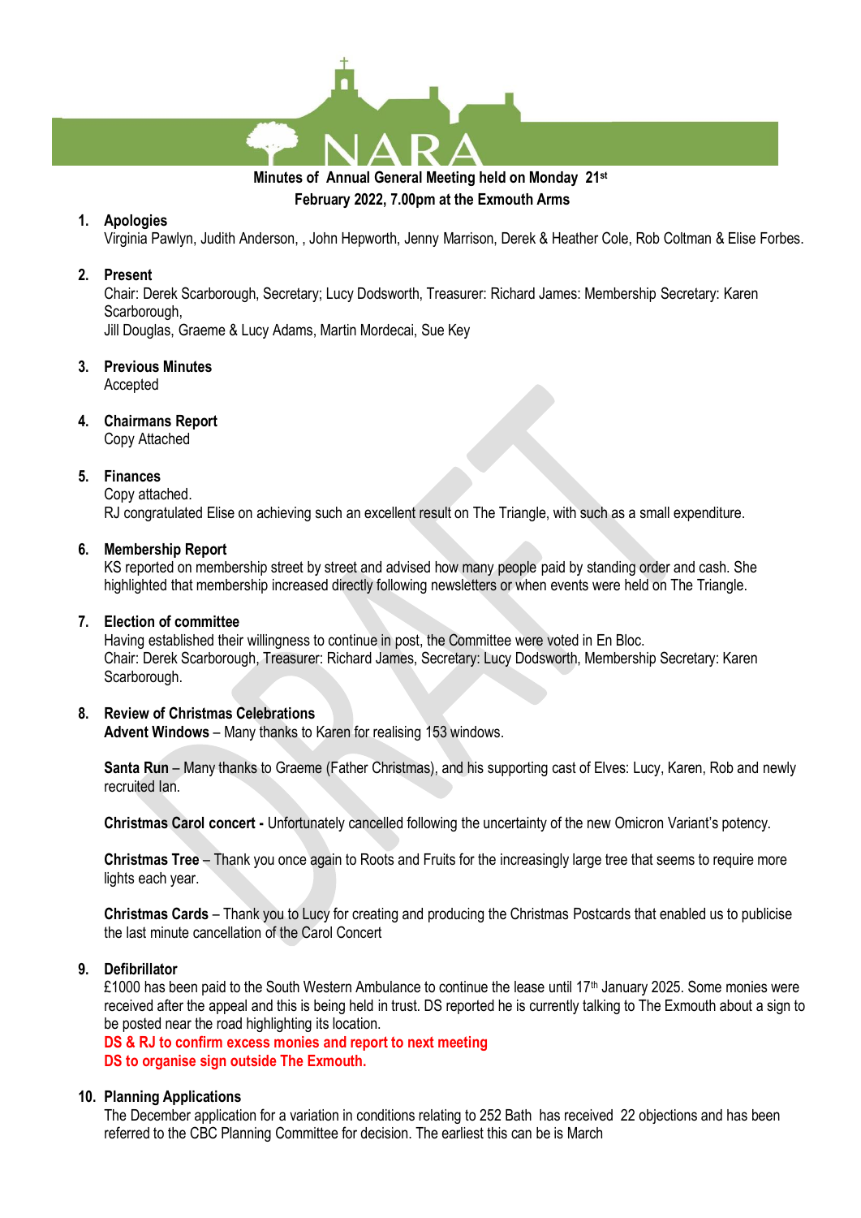**Minutes of Annual General Meeting held on Monday 21st February 2022, 7.00pm at the Exmouth Arms**

1. **Apologies**
   Virginia Pawlyn, Judith Anderson, , John Hepworth, Jenny Marrison, Derek & Heather Cole, Rob Coltman & Elise Forbes.

2. **Present**
   Chair: Derek Scarborough, Secretary; Lucy Dodsworth, Treasurer: Richard James: Membership Secretary: Karen Scarborough,
   Jill Douglas, Graeme & Lucy Adams, Martin Mordecai, Sue Key

3. **Previous Minutes**
   Accepted

4. **Chairmans Report**
   Copy Attached

5. **Finances**
   Copy attached.
   RJ congratulated Elise on achieving such an excellent result on The Triangle, with such as a small expenditure.

6. **Membership Report**
   KS reported on membership street by street and advised how many people paid by standing order and cash. She highlighted that membership increased directly following newsletters or when events were held on The Triangle.

7. **Election of committee**
   Having established their willingness to continue in post, the Committee were voted in En Bloc.
   Chair: Derek Scarborough, Treasurer: Richard James, Secretary: Lucy Dodsworth, Membership Secretary: Karen Scarborough.

8. **Review of Christmas Celebrations**
   **Advent Windows** – Many thanks to Karen for realising 153 windows.

   **Santa Run** – Many thanks to Graeme (Father Christmas), and his supporting cast of Elves: Lucy, Karen, Rob and newly recruited Ian.

   **Christmas Carol concert -** Unfortunately cancelled following the uncertainty of the new Omicron Variant's potency.

   **Christmas Tree** – Thank you once again to Roots and Fruits for the increasingly large tree that seems to require more lights each year.

   **Christmas Cards** – Thank you to Lucy for creating and producing the Christmas Postcards that enabled us to publicise the last minute cancellation of the Carol Concert

9. **Defibrillator**
   £1000 has been paid to the South Western Ambulance to continue the lease until 17th January 2025. Some monies were received after the appeal and this is being held in trust. DS reported he is currently talking to The Exmouth about a sign to be posted near the road highlighting its location.
   **DS & RJ to confirm excess monies and report to next meeting**
   **DS to organise sign outside The Exmouth.**

10. **Planning Applications**
    The December application for a variation in conditions relating to 252 Bath has received 22 objections and has been referred to the CBC Planning Committee for decision. The earliest this can be is March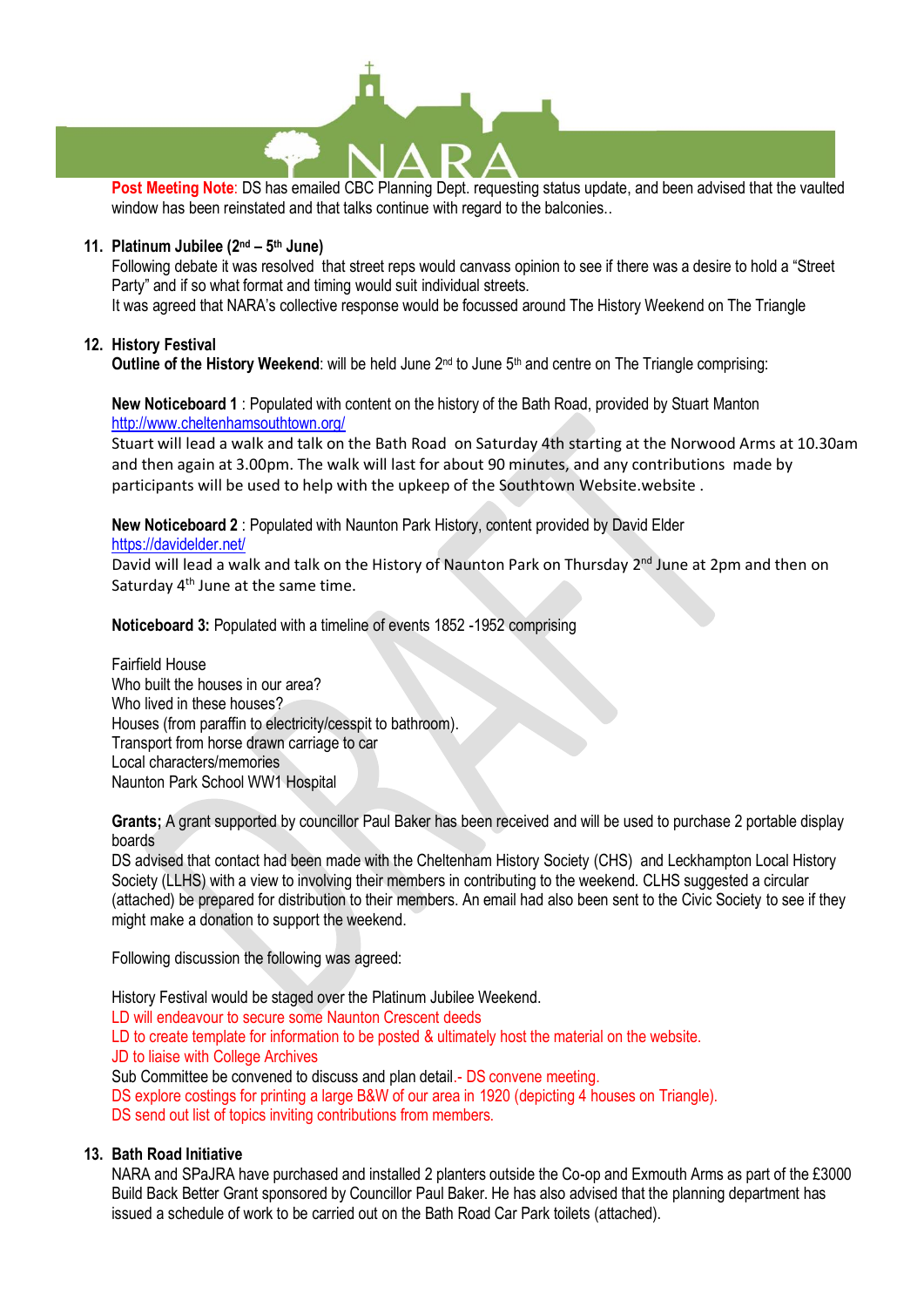**Post Meeting Note**: DS has emailed CBC Planning Dept. requesting status update, and been advised that the vaulted window has been reinstated and that talks continue with regard to the balconies..

## 11. Platinum Jubilee (2nd – 5th June)

Following debate it was resolved that street reps would canvass opinion to see if there was a desire to hold a "Street Party" and if so what format and timing would suit individual streets.

It was agreed that NARA's collective response would be focussed around The History Weekend on The Triangle

## 12. History Festival

**Outline of the History Weekend**: will be held June 2nd to June 5th and centre on The Triangle comprising:

**New Noticeboard 1** : Populated with content on the history of the Bath Road, provided by Stuart Manton
http://www.cheltenhamsouthtown.org/

Stuart will lead a walk and talk on the Bath Road on Saturday 4th starting at the Norwood Arms at 10.30am and then again at 3.00pm. The walk will last for about 90 minutes, and any contributions made by participants will be used to help with the upkeep of the Southtown Website.website .

**New Noticeboard 2** : Populated with Naunton Park History, content provided by David Elder
https://davidelder.net/

David will lead a walk and talk on the History of Naunton Park on Thursday 2nd June at 2pm and then on Saturday 4th June at the same time.

**Noticeboard 3:** Populated with a timeline of events 1852 -1952 comprising

Fairfield House
Who built the houses in our area?
Who lived in these houses?
Houses (from paraffin to electricity/cesspit to bathroom).
Transport from horse drawn carriage to car
Local characters/memories
Naunton Park School WW1 Hospital

**Grants;** A grant supported by councillor Paul Baker has been received and will be used to purchase 2 portable display boards

DS advised that contact had been made with the Cheltenham History Society (CHS) and Leckhampton Local History Society (LLHS) with a view to involving their members in contributing to the weekend. CLHS suggested a circular (attached) be prepared for distribution to their members. An email had also been sent to the Civic Society to see if they might make a donation to support the weekend.

Following discussion the following was agreed:

History Festival would be staged over the Platinum Jubilee Weekend.
LD will endeavour to secure some Naunton Crescent deeds
LD to create template for information to be posted & ultimately host the material on the website.
JD to liaise with College Archives
Sub Committee be convened to discuss and plan detail.- DS convene meeting.
DS explore costings for printing a large B&W of our area in 1920 (depicting 4 houses on Triangle).
DS send out list of topics inviting contributions from members.

## 13. Bath Road Initiative

NARA and SPaJRA have purchased and installed 2 planters outside the Co-op and Exmouth Arms as part of the £3000 Build Back Better Grant sponsored by Councillor Paul Baker. He has also advised that the planning department has issued a schedule of work to be carried out on the Bath Road Car Park toilets (attached).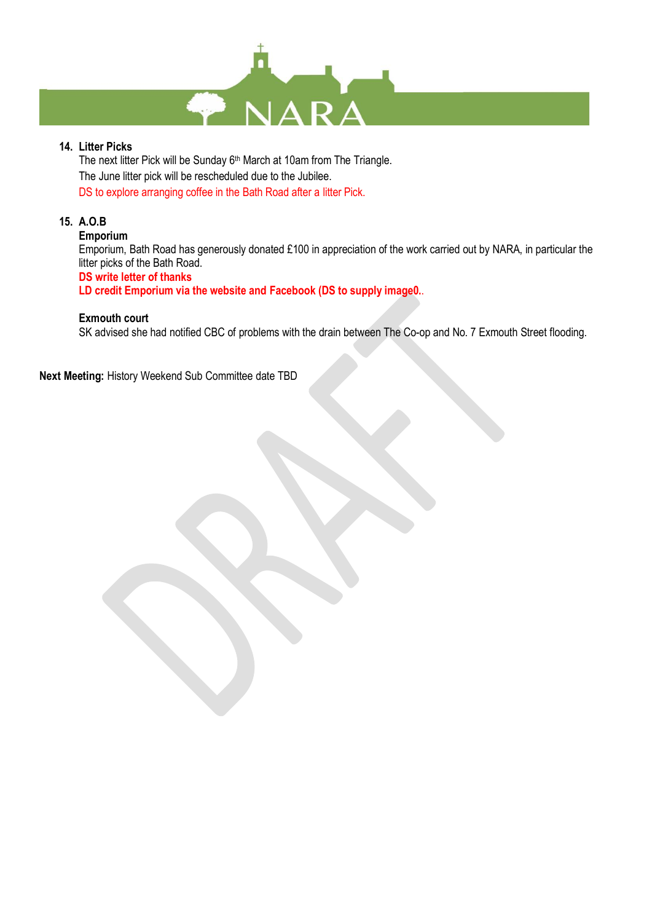## 14. Litter Picks

The next litter Pick will be Sunday 6th March at 10am from The Triangle.

The June litter pick will be rescheduled due to the Jubilee.

DS to explore arranging coffee in the Bath Road after a litter Pick.

## 15. A.O.B

**Emporium**

Emporium, Bath Road has generously donated £100 in appreciation of the work carried out by NARA, in particular the litter picks of the Bath Road.

**DS write letter of thanks**

**LD credit Emporium via the website and Facebook (DS to supply image0..**

**Exmouth court**

SK advised she had notified CBC of problems with the drain between The Co-op and No. 7 Exmouth Street flooding.

**Next Meeting:** History Weekend Sub Committee date TBD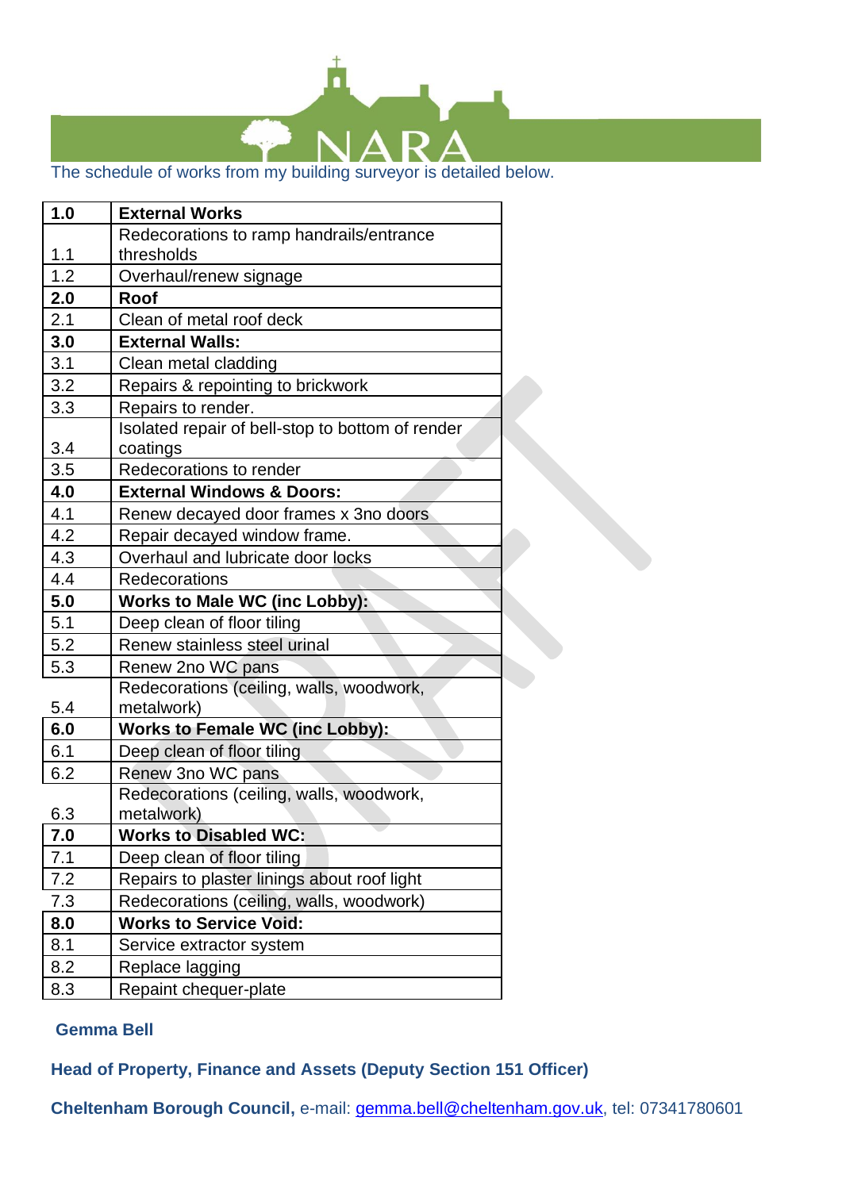The schedule of works from my building surveyor is detailed below.

| | |
|---|---|
| **1.0** | **External Works** |
| 1.1 | Redecorations to ramp handrails/entrance thresholds |
| 1.2 | Overhaul/renew signage |
| **2.0** | **Roof** |
| 2.1 | Clean of metal roof deck |
| **3.0** | **External Walls:** |
| 3.1 | Clean metal cladding |
| 3.2 | Repairs & repointing to brickwork |
| 3.3 | Repairs to render. |
| 3.4 | Isolated repair of bell-stop to bottom of render coatings |
| 3.5 | Redecorations to render |
| **4.0** | **External Windows & Doors:** |
| 4.1 | Renew decayed door frames x 3no doors |
| 4.2 | Repair decayed window frame. |
| 4.3 | Overhaul and lubricate door locks |
| 4.4 | Redecorations |
| **5.0** | **Works to Male WC (inc Lobby):** |
| 5.1 | Deep clean of floor tiling |
| 5.2 | Renew stainless steel urinal |
| 5.3 | Renew 2no WC pans |
| 5.4 | Redecorations (ceiling, walls, woodwork, metalwork) |
| **6.0** | **Works to Female WC (inc Lobby):** |
| 6.1 | Deep clean of floor tiling |
| 6.2 | Renew 3no WC pans |
| 6.3 | Redecorations (ceiling, walls, woodwork, metalwork) |
| **7.0** | **Works to Disabled WC:** |
| 7.1 | Deep clean of floor tiling |
| 7.2 | Repairs to plaster linings about roof light |
| 7.3 | Redecorations (ceiling, walls, woodwork) |
| **8.0** | **Works to Service Void:** |
| 8.1 | Service extractor system |
| 8.2 | Replace lagging |
| 8.3 | Repaint chequer-plate |

**Gemma Bell**

**Head of Property, Finance and Assets (Deputy Section 151 Officer)**

**Cheltenham Borough Council,** e-mail: gemma.bell@cheltenham.gov.uk, tel: 07341780601